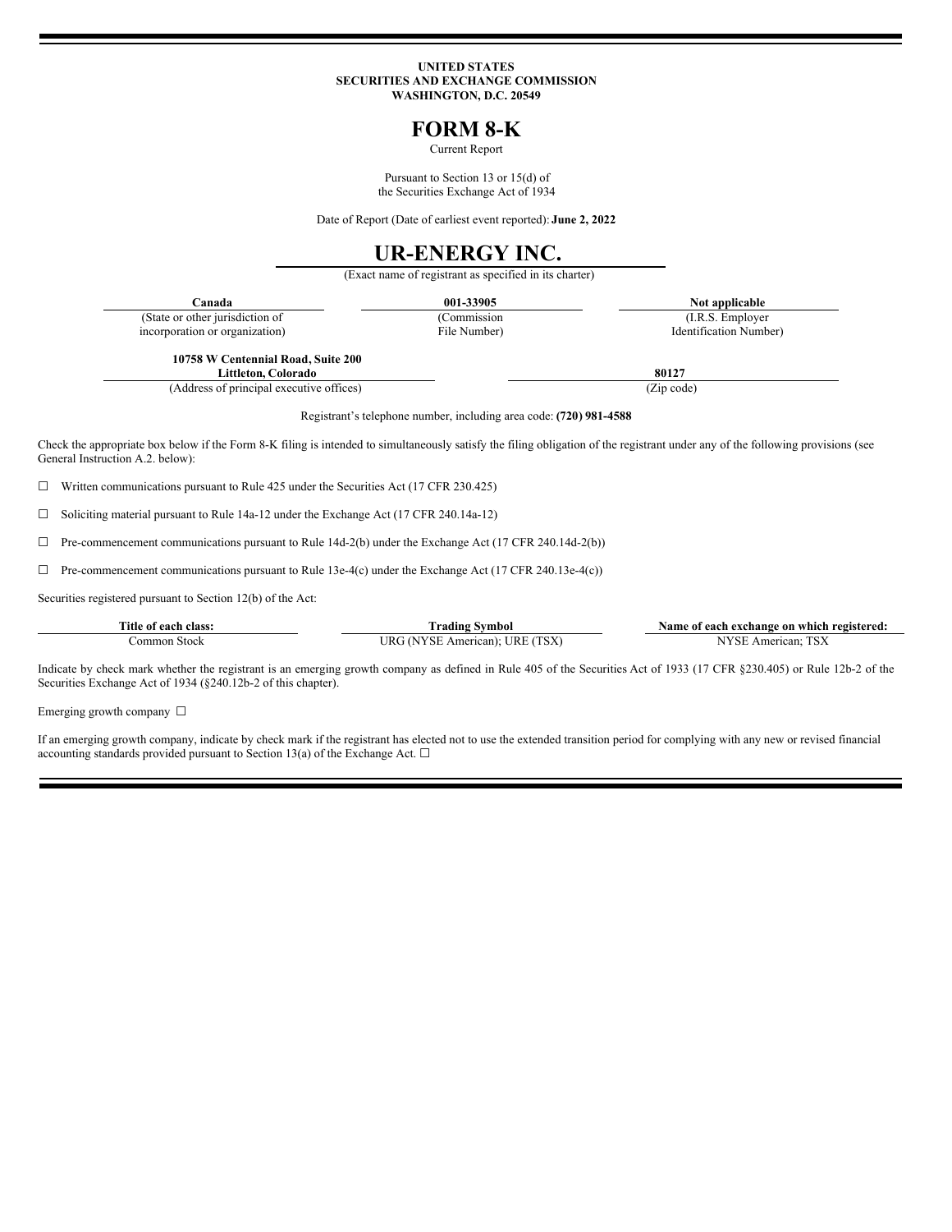UNITED STATES
SECURITIES AND EXCHANGE COMMISSION
WASHINGTON, D.C. 20549

# FORM 8-K

Current Report

Pursuant to Section 13 or 15(d) of
the Securities Exchange Act of 1934

Date of Report (Date of earliest event reported): **June 2, 2022**

# UR-ENERGY INC.

(Exact name of registrant as specified in its charter)

| **Canada** | **001-33905** | **Not applicable** |
|---|---|---|
| (State or other jurisdiction of incorporation or organization) | (Commission File Number) | (I.R.S. Employer Identification Number) |

| **10758 W Centennial Road, Suite 200 Littleton, Colorado** | **80127** |
|---|---|
| (Address of principal executive offices) | (Zip code) |

Registrant's telephone number, including area code: **(720) 981-4588**

Check the appropriate box below if the Form 8-K filing is intended to simultaneously satisfy the filing obligation of the registrant under any of the following provisions (see General Instruction A.2. below):

☐ Written communications pursuant to Rule 425 under the Securities Act (17 CFR 230.425)

☐ Soliciting material pursuant to Rule 14a-12 under the Exchange Act (17 CFR 240.14a-12)

☐ Pre-commencement communications pursuant to Rule 14d-2(b) under the Exchange Act (17 CFR 240.14d-2(b))

☐ Pre-commencement communications pursuant to Rule 13e-4(c) under the Exchange Act (17 CFR 240.13e-4(c))

Securities registered pursuant to Section 12(b) of the Act:

| Title of each class: | Trading Symbol | Name of each exchange on which registered: |
|---|---|---|
| Common Stock | URG (NYSE American); URE (TSX) | NYSE American; TSX |

Indicate by check mark whether the registrant is an emerging growth company as defined in Rule 405 of the Securities Act of 1933 (17 CFR §230.405) or Rule 12b-2 of the Securities Exchange Act of 1934 (§240.12b-2 of this chapter).

Emerging growth company ☐

If an emerging growth company, indicate by check mark if the registrant has elected not to use the extended transition period for complying with any new or revised financial accounting standards provided pursuant to Section 13(a) of the Exchange Act. ☐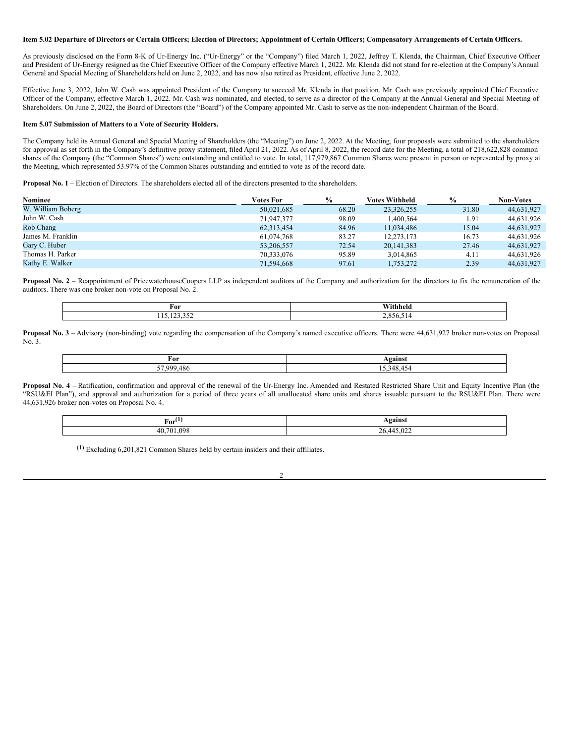**Item 5.02 Departure of Directors or Certain Officers; Election of Directors; Appointment of Certain Officers; Compensatory Arrangements of Certain Officers.**

As previously disclosed on the Form 8-K of Ur-Energy Inc. ("Ur-Energy" or the "Company") filed March 1, 2022, Jeffrey T. Klenda, the Chairman, Chief Executive Officer and President of Ur-Energy resigned as the Chief Executive Officer of the Company effective March 1, 2022. Mr. Klenda did not stand for re-election at the Company's Annual General and Special Meeting of Shareholders held on June 2, 2022, and has now also retired as President, effective June 2, 2022.

Effective June 3, 2022, John W. Cash was appointed President of the Company to succeed Mr. Klenda in that position. Mr. Cash was previously appointed Chief Executive Officer of the Company, effective March 1, 2022. Mr. Cash was nominated, and elected, to serve as a director of the Company at the Annual General and Special Meeting of Shareholders. On June 2, 2022, the Board of Directors (the "Board") of the Company appointed Mr. Cash to serve as the non-independent Chairman of the Board.

**Item 5.07 Submission of Matters to a Vote of Security Holders.**

The Company held its Annual General and Special Meeting of Shareholders (the "Meeting") on June 2, 2022. At the Meeting, four proposals were submitted to the shareholders for approval as set forth in the Company's definitive proxy statement, filed April 21, 2022. As of April 8, 2022, the record date for the Meeting, a total of 218,622,828 common shares of the Company (the "Common Shares") were outstanding and entitled to vote. In total, 117,979,867 Common Shares were present in person or represented by proxy at the Meeting, which represented 53.97% of the Common Shares outstanding and entitled to vote as of the record date.

**Proposal No. 1** – Election of Directors. The shareholders elected all of the directors presented to the shareholders.

| Nominee | Votes For | % | Votes Withheld | % | Non-Votes |
|---|---|---|---|---|---|
| W. William Boberg | 50,021,685 | 68.20 | 23,326,255 | 31.80 | 44,631,927 |
| John W. Cash | 71,947,377 | 98.09 | 1,400,564 | 1.91 | 44,631,926 |
| Rob Chang | 62,313,454 | 84.96 | 11,034,486 | 15.04 | 44,631,927 |
| James M. Franklin | 61,074,768 | 83.27 | 12,273,173 | 16.73 | 44,631,926 |
| Gary C. Huber | 53,206,557 | 72.54 | 20,141,383 | 27.46 | 44,631,927 |
| Thomas H. Parker | 70,333,076 | 95.89 | 3,014,865 | 4.11 | 44,631,926 |
| Kathy E. Walker | 71,594,668 | 97.61 | 1,753,272 | 2.39 | 44,631,927 |

**Proposal No. 2** – Reappointment of PricewaterhouseCoopers LLP as independent auditors of the Company and authorization for the directors to fix the remuneration of the auditors. There was one broker non-vote on Proposal No. 2.

| For | Withheld |
|---|---|
| 115,123,352 | 2,856,514 |

**Proposal No. 3** – Advisory (non-binding) vote regarding the compensation of the Company's named executive officers. There were 44,631,927 broker non-votes on Proposal No. 3.

| For | Against |
|---|---|
| 57,999,486 | 15,348,454 |

**Proposal No. 4 –** Ratification, confirmation and approval of the renewal of the Ur-Energy Inc. Amended and Restated Restricted Share Unit and Equity Incentive Plan (the "RSU&EI Plan"), and approval and authorization for a period of three years of all unallocated share units and shares issuable pursuant to the RSU&EI Plan. There were 44,631,926 broker non-votes on Proposal No. 4.

| For[(1)] | Against |
|---|---|
| 40,701,098 | 26,445,022 |

(1) Excluding 6,201,821 Common Shares held by certain insiders and their affiliates.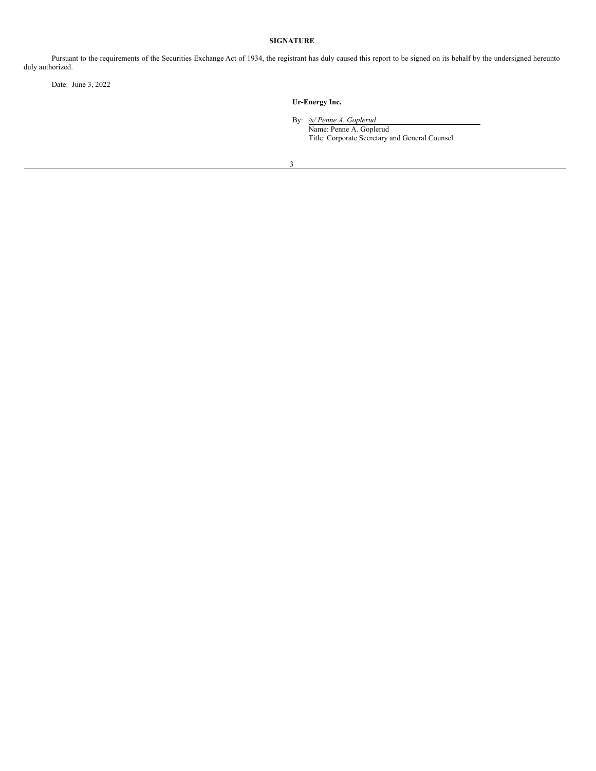**SIGNATURE**

Pursuant to the requirements of the Securities Exchange Act of 1934, the registrant has duly caused this report to be signed on its behalf by the undersigned hereunto duly authorized.

Date: June 3, 2022

**Ur-Energy Inc.**

By: */s/ Penne A. Goplerud*
Name: Penne A. Goplerud
Title: Corporate Secretary and General Counsel